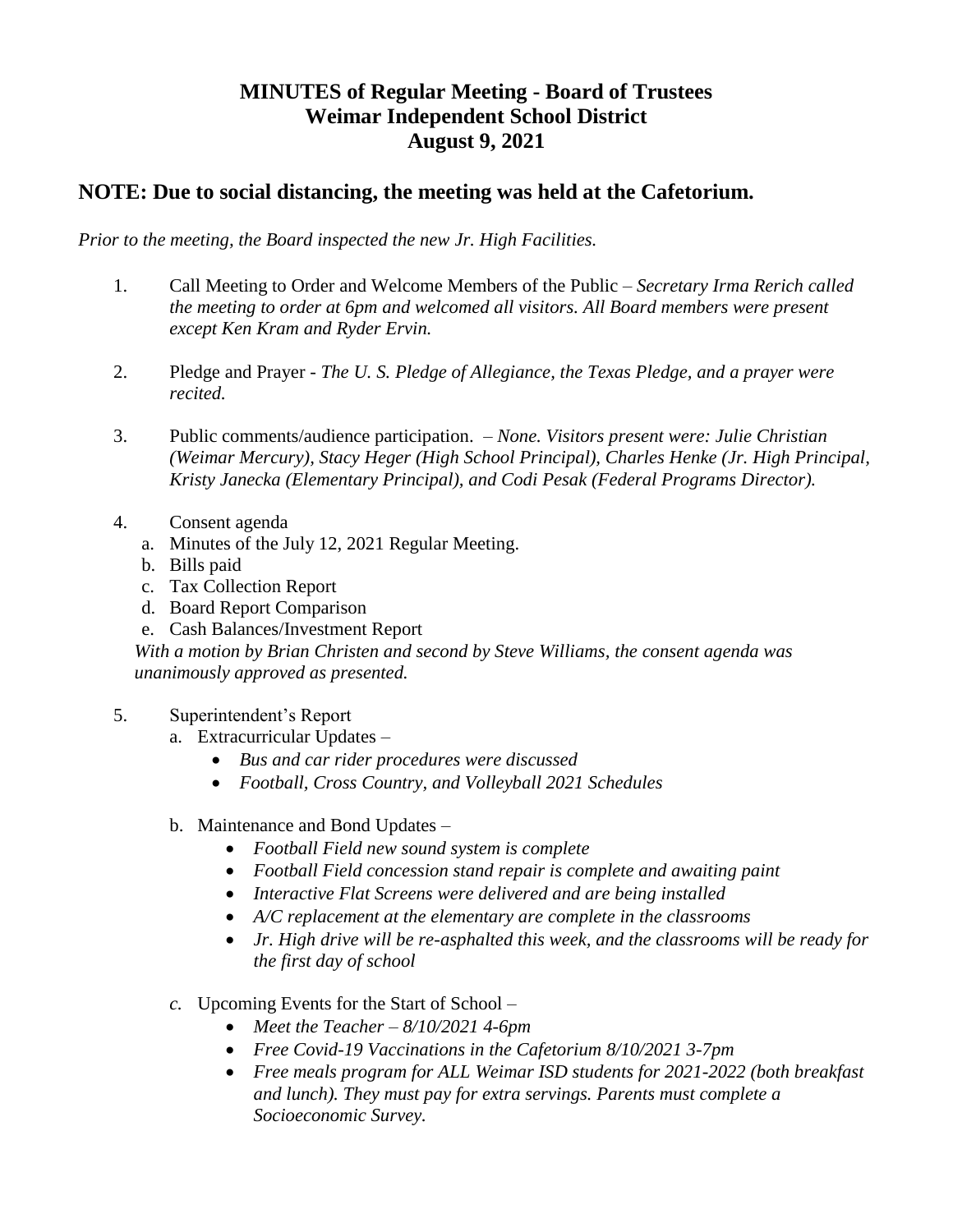# MINUTES of Regular Meeting - Board of Trustees
# Weimar Independent School District
# August 9, 2021

## NOTE: Due to social distancing, the meeting was held at the Cafetorium.

*Prior to the meeting, the Board inspected the new Jr. High Facilities.*

1. Call Meeting to Order and Welcome Members of the Public – *Secretary Irma Rerich called the meeting to order at 6pm and welcomed all visitors. All Board members were present except Ken Kram and Ryder Ervin.*

2. Pledge and Prayer - *The U. S. Pledge of Allegiance, the Texas Pledge, and a prayer were recited.*

3. Public comments/audience participation. – *None. Visitors present were: Julie Christian (Weimar Mercury), Stacy Heger (High School Principal), Charles Henke (Jr. High Principal, Kristy Janecka (Elementary Principal), and Codi Pesak (Federal Programs Director).*

4. Consent agenda
   a. Minutes of the July 12, 2021 Regular Meeting.
   b. Bills paid
   c. Tax Collection Report
   d. Board Report Comparison
   e. Cash Balances/Investment Report

   *With a motion by Brian Christen and second by Steve Williams, the consent agenda was unanimously approved as presented.*

5. Superintendent's Report
   a. Extracurricular Updates –
      - *Bus and car rider procedures were discussed*
      - *Football, Cross Country, and Volleyball 2021 Schedules*

   b. Maintenance and Bond Updates –
      - *Football Field new sound system is complete*
      - *Football Field concession stand repair is complete and awaiting paint*
      - *Interactive Flat Screens were delivered and are being installed*
      - *A/C replacement at the elementary are complete in the classrooms*
      - *Jr. High drive will be re-asphalted this week, and the classrooms will be ready for the first day of school*

   *c.* Upcoming Events for the Start of School –
      - *Meet the Teacher – 8/10/2021 4-6pm*
      - *Free Covid-19 Vaccinations in the Cafetorium 8/10/2021 3-7pm*
      - *Free meals program for ALL Weimar ISD students for 2021-2022 (both breakfast and lunch). They must pay for extra servings. Parents must complete a Socioeconomic Survey.*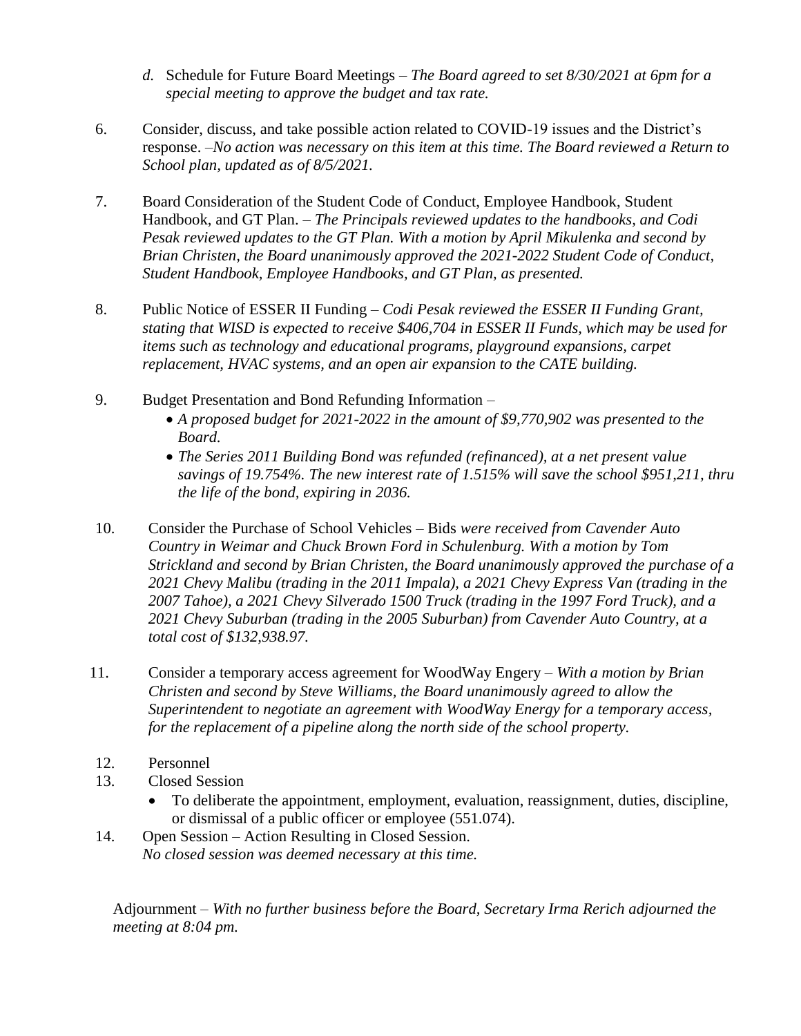d. Schedule for Future Board Meetings – *The Board agreed to set 8/30/2021 at 6pm for a special meeting to approve the budget and tax rate.*

6. Consider, discuss, and take possible action related to COVID-19 issues and the District's response. –*No action was necessary on this item at this time. The Board reviewed a Return to School plan, updated as of 8/5/2021.*

7. Board Consideration of the Student Code of Conduct, Employee Handbook, Student Handbook, and GT Plan. – *The Principals reviewed updates to the handbooks, and Codi Pesak reviewed updates to the GT Plan. With a motion by April Mikulenka and second by Brian Christen, the Board unanimously approved the 2021-2022 Student Code of Conduct, Student Handbook, Employee Handbooks, and GT Plan, as presented.*

8. Public Notice of ESSER II Funding – *Codi Pesak reviewed the ESSER II Funding Grant, stating that WISD is expected to receive $406,704 in ESSER II Funds, which may be used for items such as technology and educational programs, playground expansions, carpet replacement, HVAC systems, and an open air expansion to the CATE building.*

9. Budget Presentation and Bond Refunding Information –
   - *A proposed budget for 2021-2022 in the amount of $9,770,902 was presented to the Board.*
   - *The Series 2011 Building Bond was refunded (refinanced), at a net present value savings of 19.754%. The new interest rate of 1.515% will save the school $951,211, thru the life of the bond, expiring in 2036.*

10. Consider the Purchase of School Vehicles – Bids *were received from Cavender Auto Country in Weimar and Chuck Brown Ford in Schulenburg. With a motion by Tom Strickland and second by Brian Christen, the Board unanimously approved the purchase of a 2021 Chevy Malibu (trading in the 2011 Impala), a 2021 Chevy Express Van (trading in the 2007 Tahoe), a 2021 Chevy Silverado 1500 Truck (trading in the 1997 Ford Truck), and a 2021 Chevy Suburban (trading in the 2005 Suburban) from Cavender Auto Country, at a total cost of $132,938.97.*

11. Consider a temporary access agreement for WoodWay Engery – *With a motion by Brian Christen and second by Steve Williams, the Board unanimously agreed to allow the Superintendent to negotiate an agreement with WoodWay Energy for a temporary access, for the replacement of a pipeline along the north side of the school property.*

12. Personnel

13. Closed Session
    - To deliberate the appointment, employment, evaluation, reassignment, duties, discipline, or dismissal of a public officer or employee (551.074).

14. Open Session – Action Resulting in Closed Session.
    *No closed session was deemed necessary at this time.*

Adjournment – *With no further business before the Board, Secretary Irma Rerich adjourned the meeting at 8:04 pm.*